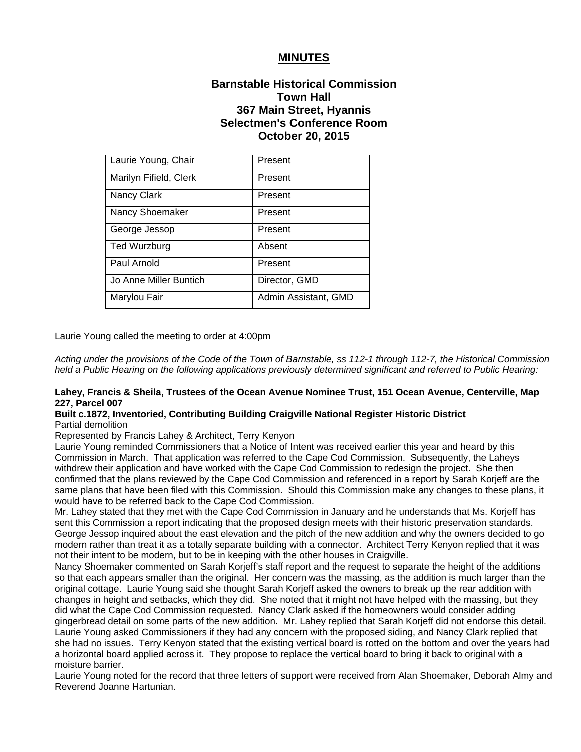# MINUTES

## Barnstable Historical Commission
## Town Hall
## 367 Main Street, Hyannis
## Selectmen's Conference Room
## October 20, 2015

| Laurie Young, Chair | Present |
|---|---|
| Marilyn Fifield, Clerk | Present |
| Nancy Clark | Present |
| Nancy Shoemaker | Present |
| George Jessop | Present |
| Ted Wurzburg | Absent |
| Paul Arnold | Present |
| Jo Anne Miller Buntich | Director, GMD |
| Marylou Fair | Admin Assistant, GMD |

Laurie Young called the meeting to order at 4:00pm

*Acting under the provisions of the Code of the Town of Barnstable, ss 112-1 through 112-7, the Historical Commission held a Public Hearing on the following applications previously determined significant and referred to Public Hearing:*

**Lahey, Francis & Sheila, Trustees of the Ocean Avenue Nominee Trust, 151 Ocean Avenue, Centerville, Map 227, Parcel 007**

**Built c.1872, Inventoried, Contributing Building Craigville National Register Historic District**

Partial demolition

Represented by Francis Lahey & Architect, Terry Kenyon

Laurie Young reminded Commissioners that a Notice of Intent was received earlier this year and heard by this Commission in March. That application was referred to the Cape Cod Commission. Subsequently, the Laheys withdrew their application and have worked with the Cape Cod Commission to redesign the project. She then confirmed that the plans reviewed by the Cape Cod Commission and referenced in a report by Sarah Korjeff are the same plans that have been filed with this Commission. Should this Commission make any changes to these plans, it would have to be referred back to the Cape Cod Commission.

Mr. Lahey stated that they met with the Cape Cod Commission in January and he understands that Ms. Korjeff has sent this Commission a report indicating that the proposed design meets with their historic preservation standards. George Jessop inquired about the east elevation and the pitch of the new addition and why the owners decided to go modern rather than treat it as a totally separate building with a connector. Architect Terry Kenyon replied that it was not their intent to be modern, but to be in keeping with the other houses in Craigville.

Nancy Shoemaker commented on Sarah Korjeff's staff report and the request to separate the height of the additions so that each appears smaller than the original. Her concern was the massing, as the addition is much larger than the original cottage. Laurie Young said she thought Sarah Korjeff asked the owners to break up the rear addition with changes in height and setbacks, which they did. She noted that it might not have helped with the massing, but they did what the Cape Cod Commission requested. Nancy Clark asked if the homeowners would consider adding gingerbread detail on some parts of the new addition. Mr. Lahey replied that Sarah Korjeff did not endorse this detail. Laurie Young asked Commissioners if they had any concern with the proposed siding, and Nancy Clark replied that she had no issues. Terry Kenyon stated that the existing vertical board is rotted on the bottom and over the years had a horizontal board applied across it. They propose to replace the vertical board to bring it back to original with a moisture barrier.

Laurie Young noted for the record that three letters of support were received from Alan Shoemaker, Deborah Almy and Reverend Joanne Hartunian.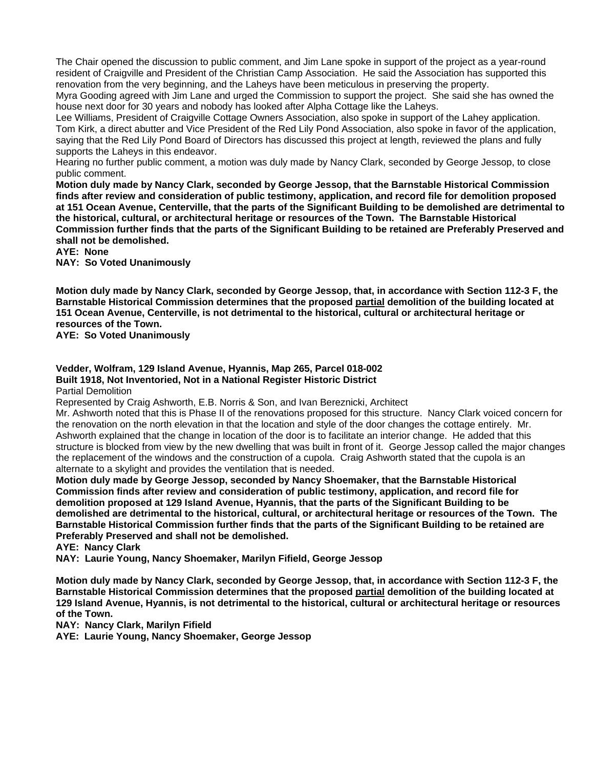The Chair opened the discussion to public comment, and Jim Lane spoke in support of the project as a year-round resident of Craigville and President of the Christian Camp Association. He said the Association has supported this renovation from the very beginning, and the Laheys have been meticulous in preserving the property.
Myra Gooding agreed with Jim Lane and urged the Commission to support the project. She said she has owned the house next door for 30 years and nobody has looked after Alpha Cottage like the Laheys.
Lee Williams, President of Craigville Cottage Owners Association, also spoke in support of the Lahey application.
Tom Kirk, a direct abutter and Vice President of the Red Lily Pond Association, also spoke in favor of the application, saying that the Red Lily Pond Board of Directors has discussed this project at length, reviewed the plans and fully supports the Laheys in this endeavor.
Hearing no further public comment, a motion was duly made by Nancy Clark, seconded by George Jessop, to close public comment.

**Motion duly made by Nancy Clark, seconded by George Jessop, that the Barnstable Historical Commission finds after review and consideration of public testimony, application, and record file for demolition proposed at 151 Ocean Avenue, Centerville, that the parts of the Significant Building to be demolished are detrimental to the historical, cultural, or architectural heritage or resources of the Town. The Barnstable Historical Commission further finds that the parts of the Significant Building to be retained are Preferably Preserved and shall not be demolished.**
**AYE: None**
**NAY: So Voted Unanimously**

**Motion duly made by Nancy Clark, seconded by George Jessop, that, in accordance with Section 112-3 F, the Barnstable Historical Commission determines that the proposed partial demolition of the building located at 151 Ocean Avenue, Centerville, is not detrimental to the historical, cultural or architectural heritage or resources of the Town.**
**AYE: So Voted Unanimously**

**Vedder, Wolfram, 129 Island Avenue, Hyannis, Map 265, Parcel 018-002**
**Built 1918, Not Inventoried, Not in a National Register Historic District**
Partial Demolition
Represented by Craig Ashworth, E.B. Norris & Son, and Ivan Bereznicki, Architect
Mr. Ashworth noted that this is Phase II of the renovations proposed for this structure. Nancy Clark voiced concern for the renovation on the north elevation in that the location and style of the door changes the cottage entirely. Mr. Ashworth explained that the change in location of the door is to facilitate an interior change. He added that this structure is blocked from view by the new dwelling that was built in front of it. George Jessop called the major changes the replacement of the windows and the construction of a cupola. Craig Ashworth stated that the cupola is an alternate to a skylight and provides the ventilation that is needed.

**Motion duly made by George Jessop, seconded by Nancy Shoemaker, that the Barnstable Historical Commission finds after review and consideration of public testimony, application, and record file for demolition proposed at 129 Island Avenue, Hyannis, that the parts of the Significant Building to be demolished are detrimental to the historical, cultural, or architectural heritage or resources of the Town. The Barnstable Historical Commission further finds that the parts of the Significant Building to be retained are Preferably Preserved and shall not be demolished.**
**AYE: Nancy Clark**
**NAY: Laurie Young, Nancy Shoemaker, Marilyn Fifield, George Jessop**

**Motion duly made by Nancy Clark, seconded by George Jessop, that, in accordance with Section 112-3 F, the Barnstable Historical Commission determines that the proposed partial demolition of the building located at 129 Island Avenue, Hyannis, is not detrimental to the historical, cultural or architectural heritage or resources of the Town.**
**NAY: Nancy Clark, Marilyn Fifield**
**AYE: Laurie Young, Nancy Shoemaker, George Jessop**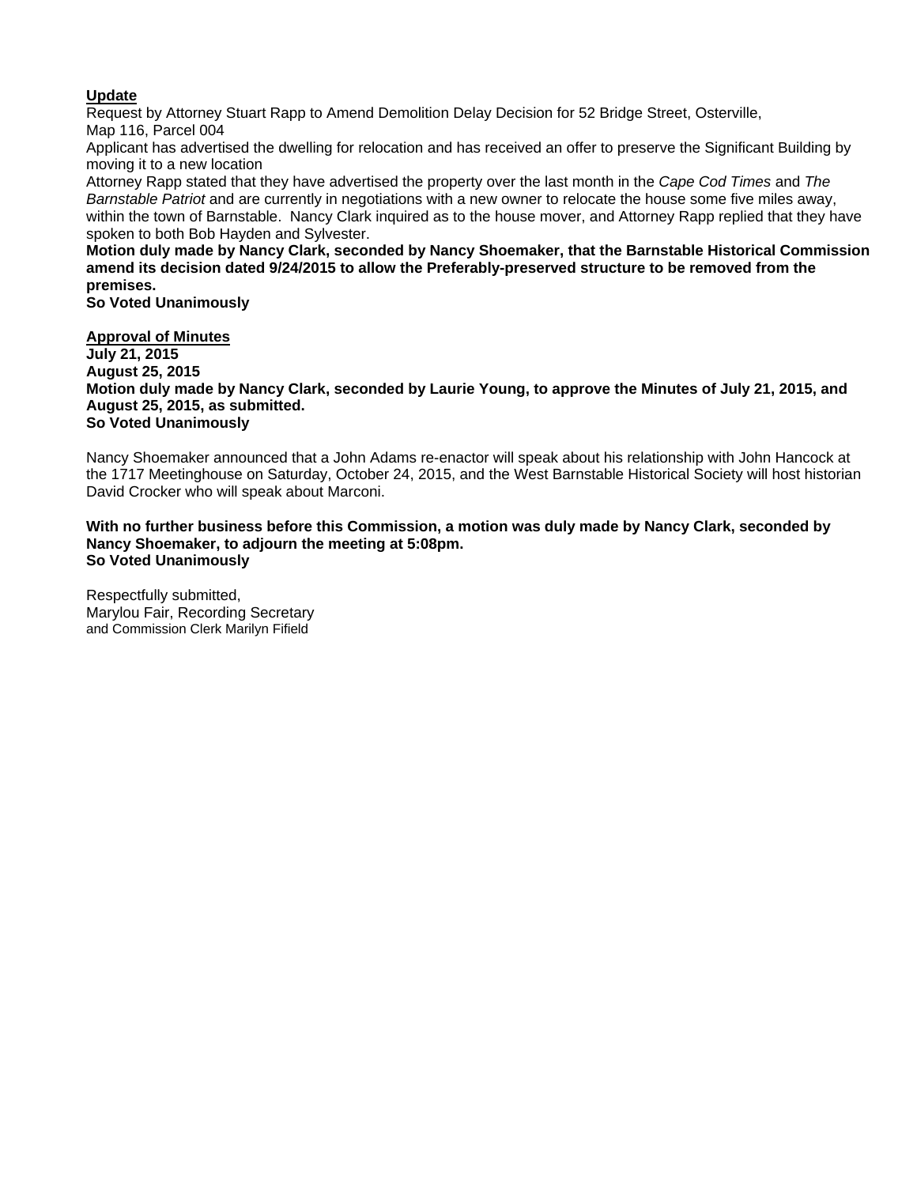**Update**

Request by Attorney Stuart Rapp to Amend Demolition Delay Decision for 52 Bridge Street, Osterville, Map 116, Parcel 004

Applicant has advertised the dwelling for relocation and has received an offer to preserve the Significant Building by moving it to a new location

Attorney Rapp stated that they have advertised the property over the last month in the *Cape Cod Times* and *The Barnstable Patriot* and are currently in negotiations with a new owner to relocate the house some five miles away, within the town of Barnstable. Nancy Clark inquired as to the house mover, and Attorney Rapp replied that they have spoken to both Bob Hayden and Sylvester.

**Motion duly made by Nancy Clark, seconded by Nancy Shoemaker, that the Barnstable Historical Commission amend its decision dated 9/24/2015 to allow the Preferably-preserved structure to be removed from the premises.**

**So Voted Unanimously**

**Approval of Minutes**

**July 21, 2015**

**August 25, 2015**

**Motion duly made by Nancy Clark, seconded by Laurie Young, to approve the Minutes of July 21, 2015, and August 25, 2015, as submitted.**

**So Voted Unanimously**

Nancy Shoemaker announced that a John Adams re-enactor will speak about his relationship with John Hancock at the 1717 Meetinghouse on Saturday, October 24, 2015, and the West Barnstable Historical Society will host historian David Crocker who will speak about Marconi.

**With no further business before this Commission, a motion was duly made by Nancy Clark, seconded by Nancy Shoemaker, to adjourn the meeting at 5:08pm.**

**So Voted Unanimously**

Respectfully submitted,
Marylou Fair, Recording Secretary
and Commission Clerk Marilyn Fifield